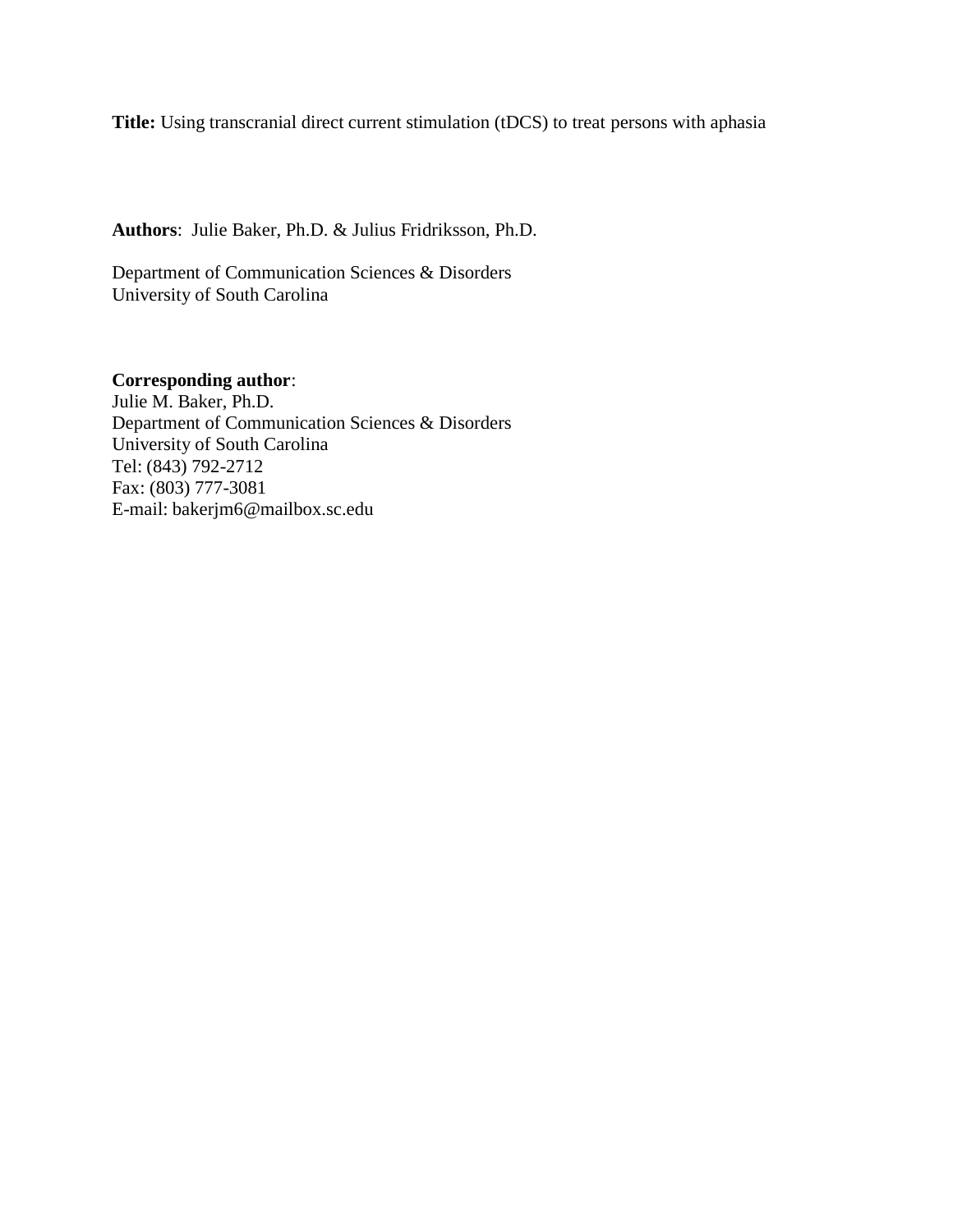**Title:** Using transcranial direct current stimulation (tDCS) to treat persons with aphasia

**Authors**: Julie Baker, Ph.D. & Julius Fridriksson, Ph.D.

Department of Communication Sciences & Disorders
University of South Carolina

**Corresponding author**:
Julie M. Baker, Ph.D.
Department of Communication Sciences & Disorders
University of South Carolina
Tel: (843) 792-2712
Fax: (803) 777-3081
E-mail: bakerjm6@mailbox.sc.edu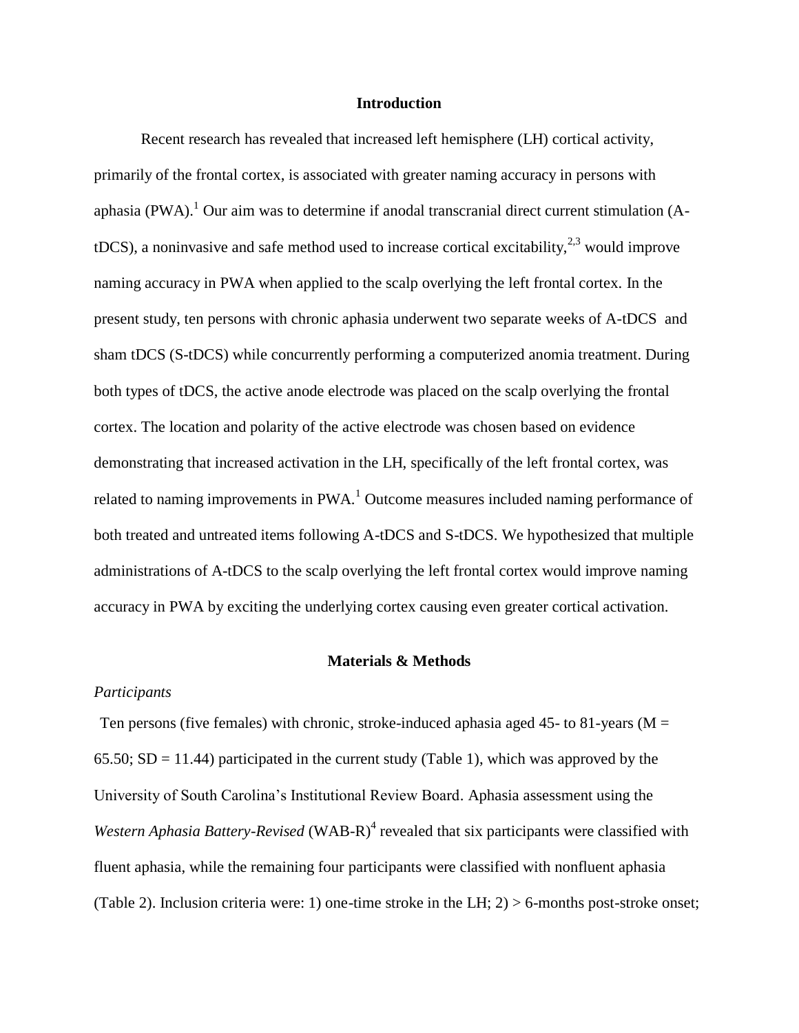## Introduction

Recent research has revealed that increased left hemisphere (LH) cortical activity, primarily of the frontal cortex, is associated with greater naming accuracy in persons with aphasia (PWA).[1] Our aim was to determine if anodal transcranial direct current stimulation (A-tDCS), a noninvasive and safe method used to increase cortical excitability,[2,3] would improve naming accuracy in PWA when applied to the scalp overlying the left frontal cortex. In the present study, ten persons with chronic aphasia underwent two separate weeks of A-tDCS and sham tDCS (S-tDCS) while concurrently performing a computerized anomia treatment. During both types of tDCS, the active anode electrode was placed on the scalp overlying the frontal cortex. The location and polarity of the active electrode was chosen based on evidence demonstrating that increased activation in the LH, specifically of the left frontal cortex, was related to naming improvements in PWA.[1] Outcome measures included naming performance of both treated and untreated items following A-tDCS and S-tDCS. We hypothesized that multiple administrations of A-tDCS to the scalp overlying the left frontal cortex would improve naming accuracy in PWA by exciting the underlying cortex causing even greater cortical activation.

## Materials & Methods

### *Participants*

Ten persons (five females) with chronic, stroke-induced aphasia aged 45- to 81-years (M = 65.50; SD = 11.44) participated in the current study (Table 1), which was approved by the University of South Carolina's Institutional Review Board. Aphasia assessment using the *Western Aphasia Battery-Revised* (WAB-R)[4] revealed that six participants were classified with fluent aphasia, while the remaining four participants were classified with nonfluent aphasia (Table 2). Inclusion criteria were: 1) one-time stroke in the LH; 2) > 6-months post-stroke onset;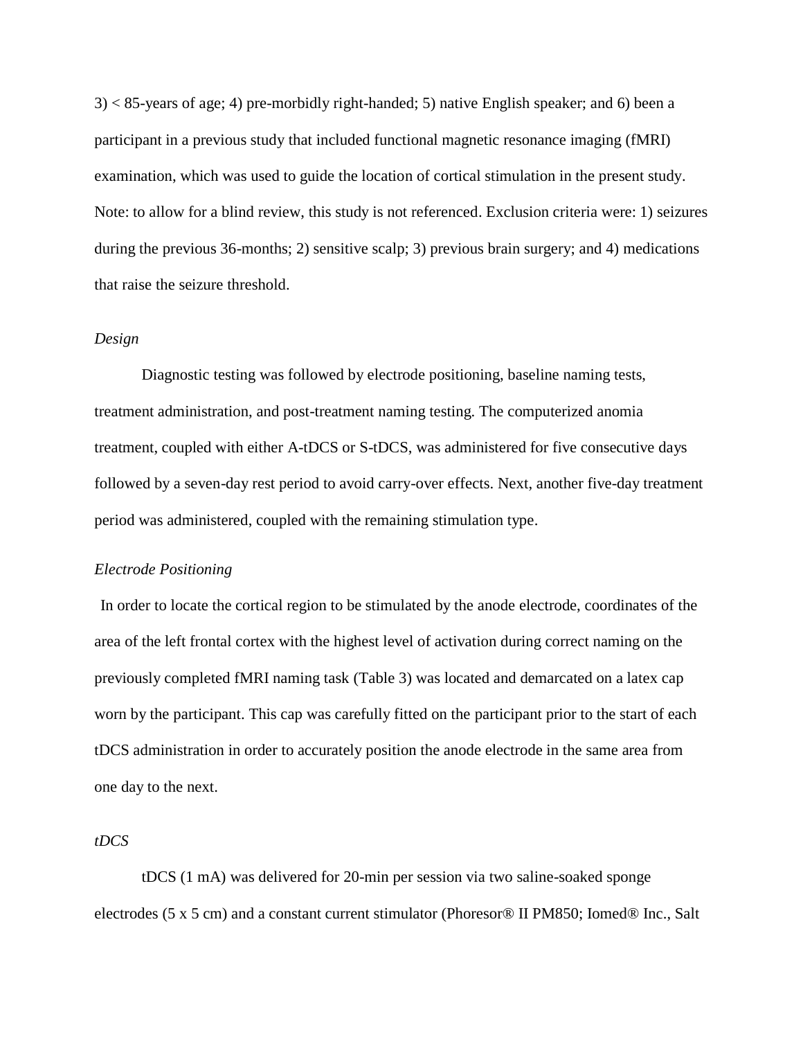3) < 85-years of age; 4) pre-morbidly right-handed; 5) native English speaker; and 6) been a participant in a previous study that included functional magnetic resonance imaging (fMRI) examination, which was used to guide the location of cortical stimulation in the present study. Note: to allow for a blind review, this study is not referenced. Exclusion criteria were: 1) seizures during the previous 36-months; 2) sensitive scalp; 3) previous brain surgery; and 4) medications that raise the seizure threshold.

*Design*

Diagnostic testing was followed by electrode positioning, baseline naming tests, treatment administration, and post-treatment naming testing. The computerized anomia treatment, coupled with either A-tDCS or S-tDCS, was administered for five consecutive days followed by a seven-day rest period to avoid carry-over effects. Next, another five-day treatment period was administered, coupled with the remaining stimulation type.

*Electrode Positioning*

In order to locate the cortical region to be stimulated by the anode electrode, coordinates of the area of the left frontal cortex with the highest level of activation during correct naming on the previously completed fMRI naming task (Table 3) was located and demarcated on a latex cap worn by the participant. This cap was carefully fitted on the participant prior to the start of each tDCS administration in order to accurately position the anode electrode in the same area from one day to the next.

*tDCS*

tDCS (1 mA) was delivered for 20-min per session via two saline-soaked sponge electrodes (5 x 5 cm) and a constant current stimulator (Phoresor® II PM850; Iomed® Inc., Salt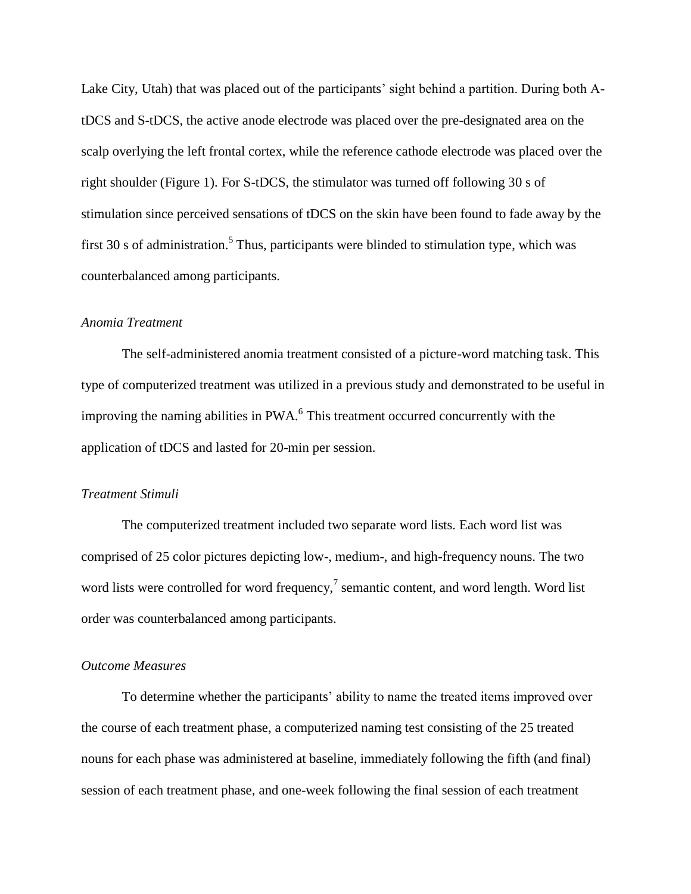Lake City, Utah) that was placed out of the participants' sight behind a partition. During both A-tDCS and S-tDCS, the active anode electrode was placed over the pre-designated area on the scalp overlying the left frontal cortex, while the reference cathode electrode was placed over the right shoulder (Figure 1). For S-tDCS, the stimulator was turned off following 30 s of stimulation since perceived sensations of tDCS on the skin have been found to fade away by the first 30 s of administration.[5] Thus, participants were blinded to stimulation type, which was counterbalanced among participants.

*Anomia Treatment*

The self-administered anomia treatment consisted of a picture-word matching task. This type of computerized treatment was utilized in a previous study and demonstrated to be useful in improving the naming abilities in PWA.[6] This treatment occurred concurrently with the application of tDCS and lasted for 20-min per session.

*Treatment Stimuli*

The computerized treatment included two separate word lists. Each word list was comprised of 25 color pictures depicting low-, medium-, and high-frequency nouns. The two word lists were controlled for word frequency,[7] semantic content, and word length. Word list order was counterbalanced among participants.

*Outcome Measures*

To determine whether the participants' ability to name the treated items improved over the course of each treatment phase, a computerized naming test consisting of the 25 treated nouns for each phase was administered at baseline, immediately following the fifth (and final) session of each treatment phase, and one-week following the final session of each treatment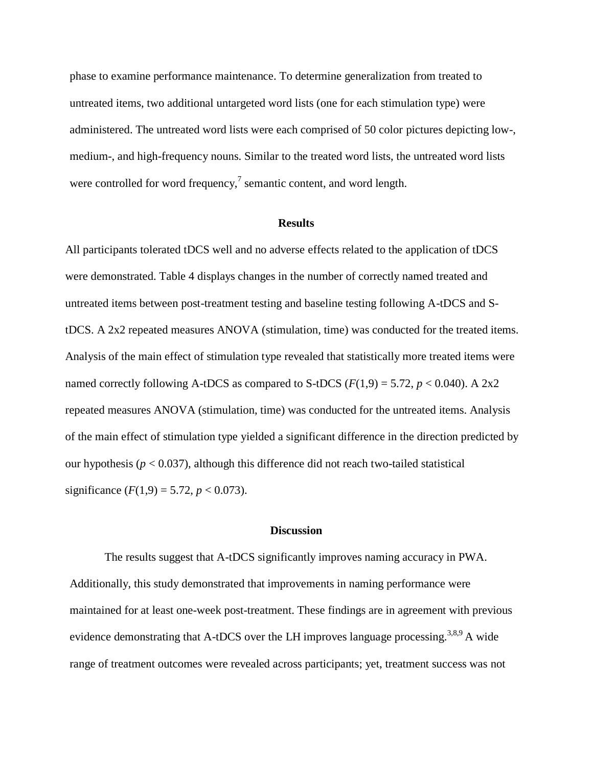phase to examine performance maintenance. To determine generalization from treated to untreated items, two additional untargeted word lists (one for each stimulation type) were administered. The untreated word lists were each comprised of 50 color pictures depicting low-, medium-, and high-frequency nouns. Similar to the treated word lists, the untreated word lists were controlled for word frequency,[7] semantic content, and word length.

## Results

All participants tolerated tDCS well and no adverse effects related to the application of tDCS were demonstrated. Table 4 displays changes in the number of correctly named treated and untreated items between post-treatment testing and baseline testing following A-tDCS and S-tDCS. A 2x2 repeated measures ANOVA (stimulation, time) was conducted for the treated items. Analysis of the main effect of stimulation type revealed that statistically more treated items were named correctly following A-tDCS as compared to S-tDCS ($F(1,9) = 5.72$, $p < 0.040$). A 2x2 repeated measures ANOVA (stimulation, time) was conducted for the untreated items. Analysis of the main effect of stimulation type yielded a significant difference in the direction predicted by our hypothesis ($p < 0.037$), although this difference did not reach two-tailed statistical significance ($F(1,9) = 5.72$, $p < 0.073$).

## Discussion

The results suggest that A-tDCS significantly improves naming accuracy in PWA. Additionally, this study demonstrated that improvements in naming performance were maintained for at least one-week post-treatment. These findings are in agreement with previous evidence demonstrating that A-tDCS over the LH improves language processing.[3,8,9] A wide range of treatment outcomes were revealed across participants; yet, treatment success was not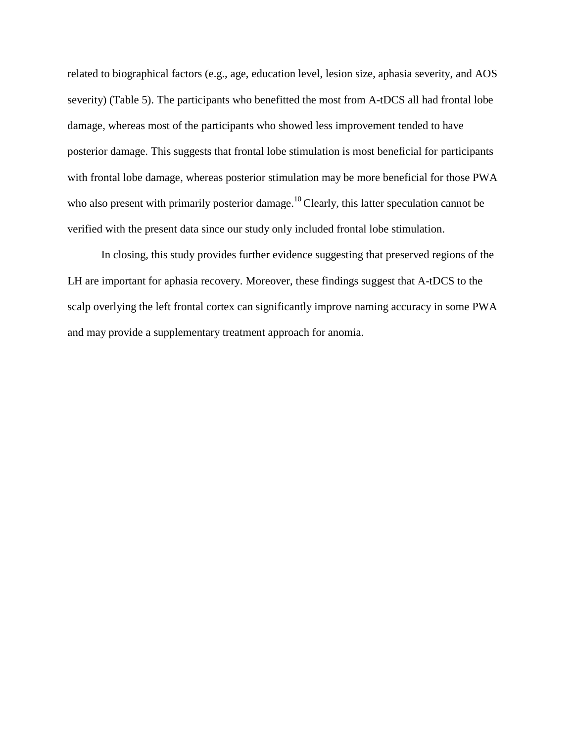related to biographical factors (e.g., age, education level, lesion size, aphasia severity, and AOS severity) (Table 5). The participants who benefitted the most from A-tDCS all had frontal lobe damage, whereas most of the participants who showed less improvement tended to have posterior damage. This suggests that frontal lobe stimulation is most beneficial for participants with frontal lobe damage, whereas posterior stimulation may be more beneficial for those PWA who also present with primarily posterior damage.[10] Clearly, this latter speculation cannot be verified with the present data since our study only included frontal lobe stimulation.

In closing, this study provides further evidence suggesting that preserved regions of the LH are important for aphasia recovery. Moreover, these findings suggest that A-tDCS to the scalp overlying the left frontal cortex can significantly improve naming accuracy in some PWA and may provide a supplementary treatment approach for anomia.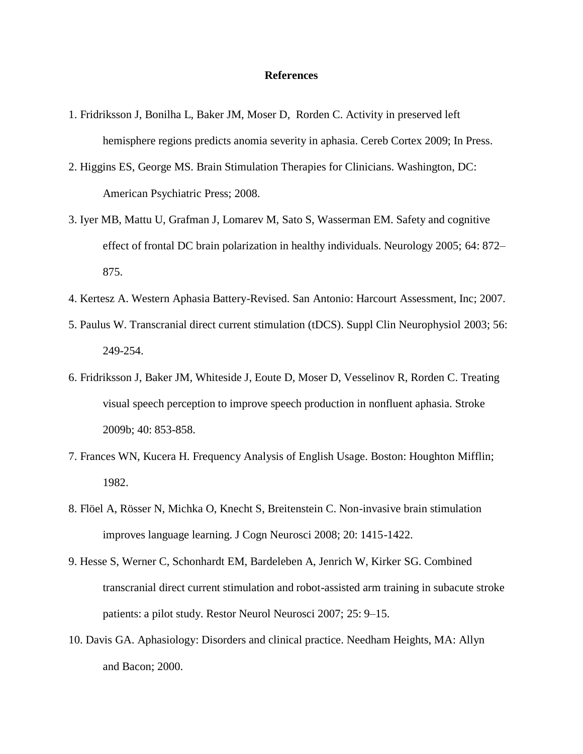# References

1. Fridriksson J, Bonilha L, Baker JM, Moser D, Rorden C. Activity in preserved left hemisphere regions predicts anomia severity in aphasia. Cereb Cortex 2009; In Press.
2. Higgins ES, George MS. Brain Stimulation Therapies for Clinicians. Washington, DC: American Psychiatric Press; 2008.
3. Iyer MB, Mattu U, Grafman J, Lomarev M, Sato S, Wasserman EM. Safety and cognitive effect of frontal DC brain polarization in healthy individuals. Neurology 2005; 64: 872–875.
4. Kertesz A. Western Aphasia Battery-Revised. San Antonio: Harcourt Assessment, Inc; 2007.
5. Paulus W. Transcranial direct current stimulation (tDCS). Suppl Clin Neurophysiol 2003; 56: 249-254.
6. Fridriksson J, Baker JM, Whiteside J, Eoute D, Moser D, Vesselinov R, Rorden C. Treating visual speech perception to improve speech production in nonfluent aphasia. Stroke 2009b; 40: 853-858.
7. Frances WN, Kucera H. Frequency Analysis of English Usage. Boston: Houghton Mifflin; 1982.
8. Flöel A, Rösser N, Michka O, Knecht S, Breitenstein C. Non-invasive brain stimulation improves language learning. J Cogn Neurosci 2008; 20: 1415-1422.
9. Hesse S, Werner C, Schonhardt EM, Bardeleben A, Jenrich W, Kirker SG. Combined transcranial direct current stimulation and robot-assisted arm training in subacute stroke patients: a pilot study. Restor Neurol Neurosci 2007; 25: 9–15.
10. Davis GA. Aphasiology: Disorders and clinical practice. Needham Heights, MA: Allyn and Bacon; 2000.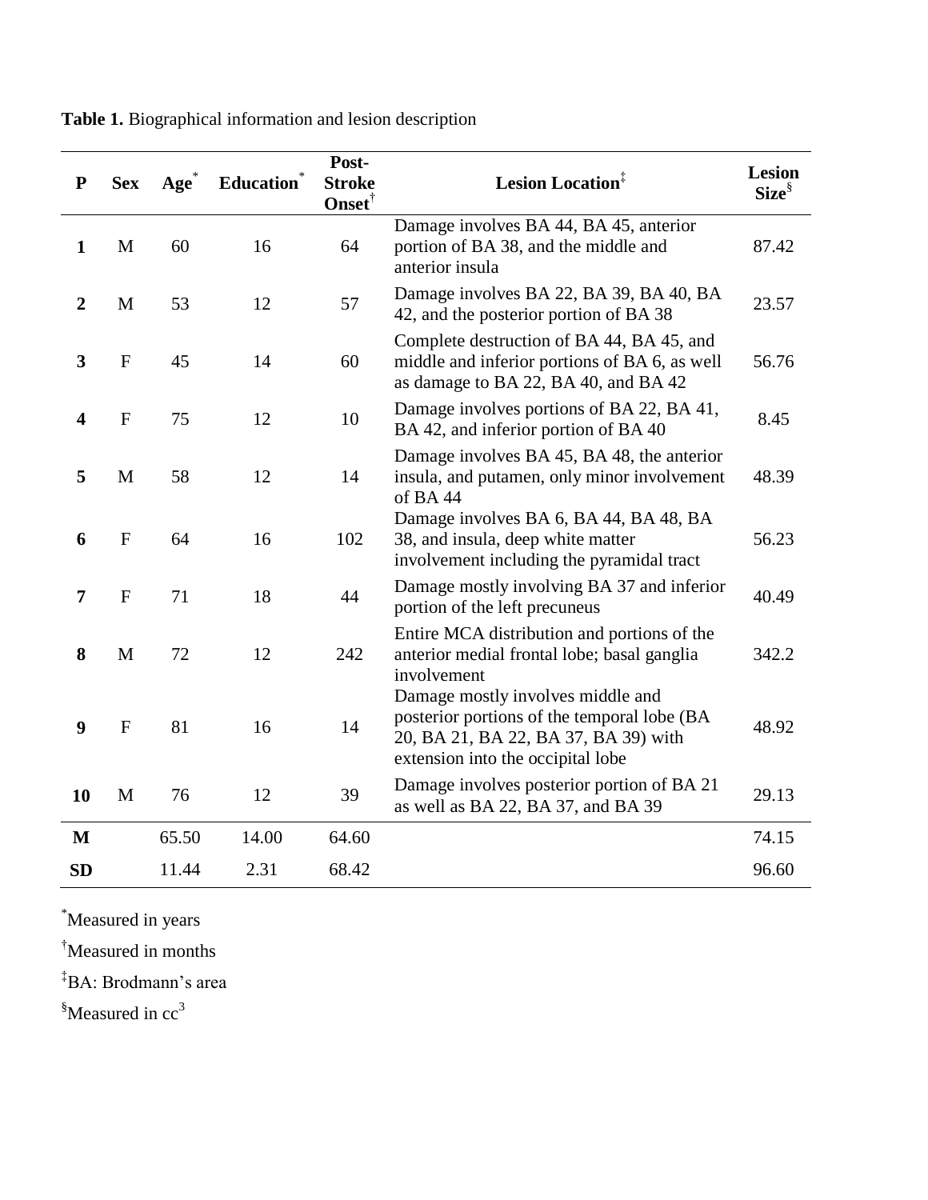**Table 1.** Biographical information and lesion description

| P | Sex | Age* | Education* | Post-Stroke Onset† | Lesion Location‡ | Lesion Size§ |
|---|---|---|---|---|---|---|
| **1** | M | 60 | 16 | 64 | Damage involves BA 44, BA 45, anterior portion of BA 38, and the middle and anterior insula | 87.42 |
| **2** | M | 53 | 12 | 57 | Damage involves BA 22, BA 39, BA 40, BA 42, and the posterior portion of BA 38 | 23.57 |
| **3** | F | 45 | 14 | 60 | Complete destruction of BA 44, BA 45, and middle and inferior portions of BA 6, as well as damage to BA 22, BA 40, and BA 42 | 56.76 |
| **4** | F | 75 | 12 | 10 | Damage involves portions of BA 22, BA 41, BA 42, and inferior portion of BA 40 | 8.45 |
| **5** | M | 58 | 12 | 14 | Damage involves BA 45, BA 48, the anterior insula, and putamen, only minor involvement of BA 44 | 48.39 |
| **6** | F | 64 | 16 | 102 | Damage involves BA 6, BA 44, BA 48, BA 38, and insula, deep white matter involvement including the pyramidal tract | 56.23 |
| **7** | F | 71 | 18 | 44 | Damage mostly involving BA 37 and inferior portion of the left precuneus | 40.49 |
| **8** | M | 72 | 12 | 242 | Entire MCA distribution and portions of the anterior medial frontal lobe; basal ganglia involvement | 342.2 |
| **9** | F | 81 | 16 | 14 | Damage mostly involves middle and posterior portions of the temporal lobe (BA 20, BA 21, BA 22, BA 37, BA 39) with extension into the occipital lobe | 48.92 |
| **10** | M | 76 | 12 | 39 | Damage involves posterior portion of BA 21 as well as BA 22, BA 37, and BA 39 | 29.13 |
| **M** | | 65.50 | 14.00 | 64.60 | | 74.15 |
| **SD** | | 11.44 | 2.31 | 68.42 | | 96.60 |

*Measured in years

†Measured in months

‡BA: Brodmann's area

§Measured in $cc^3$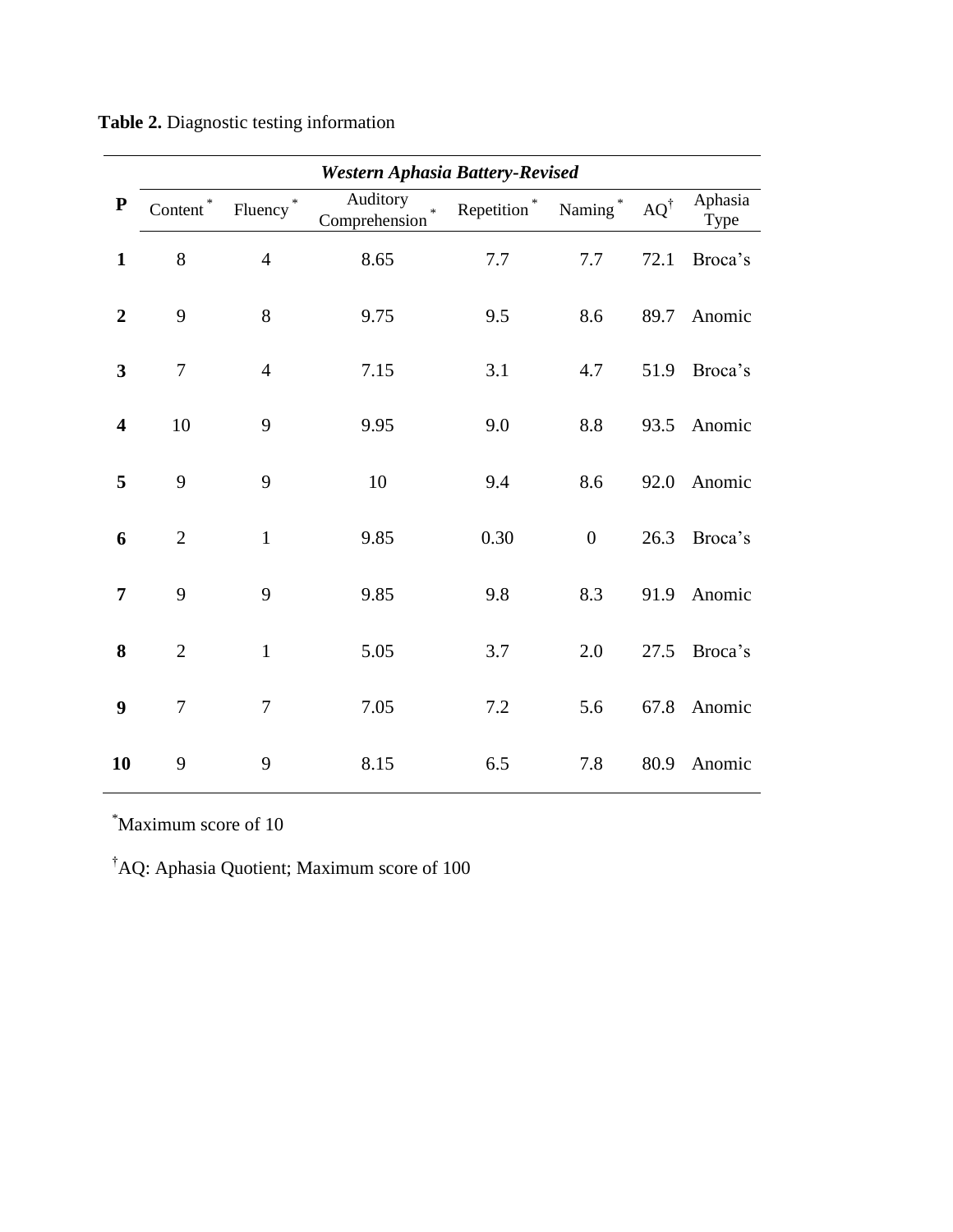**Table 2.** Diagnostic testing information

| P | *Western Aphasia Battery-Revised* | | | | | | |
|---|---|---|---|---|---|---|---|
| | Content * | Fluency * | Auditory Comprehension * | Repetition * | Naming * | AQ† | Aphasia Type |
| **1** | 8 | 4 | 8.65 | 7.7 | 7.7 | 72.1 | Broca's |
| **2** | 9 | 8 | 9.75 | 9.5 | 8.6 | 89.7 | Anomic |
| **3** | 7 | 4 | 7.15 | 3.1 | 4.7 | 51.9 | Broca's |
| **4** | 10 | 9 | 9.95 | 9.0 | 8.8 | 93.5 | Anomic |
| **5** | 9 | 9 | 10 | 9.4 | 8.6 | 92.0 | Anomic |
| **6** | 2 | 1 | 9.85 | 0.30 | 0 | 26.3 | Broca's |
| **7** | 9 | 9 | 9.85 | 9.8 | 8.3 | 91.9 | Anomic |
| **8** | 2 | 1 | 5.05 | 3.7 | 2.0 | 27.5 | Broca's |
| **9** | 7 | 7 | 7.05 | 7.2 | 5.6 | 67.8 | Anomic |
| **10** | 9 | 9 | 8.15 | 6.5 | 7.8 | 80.9 | Anomic |

*Maximum score of 10

†AQ: Aphasia Quotient; Maximum score of 100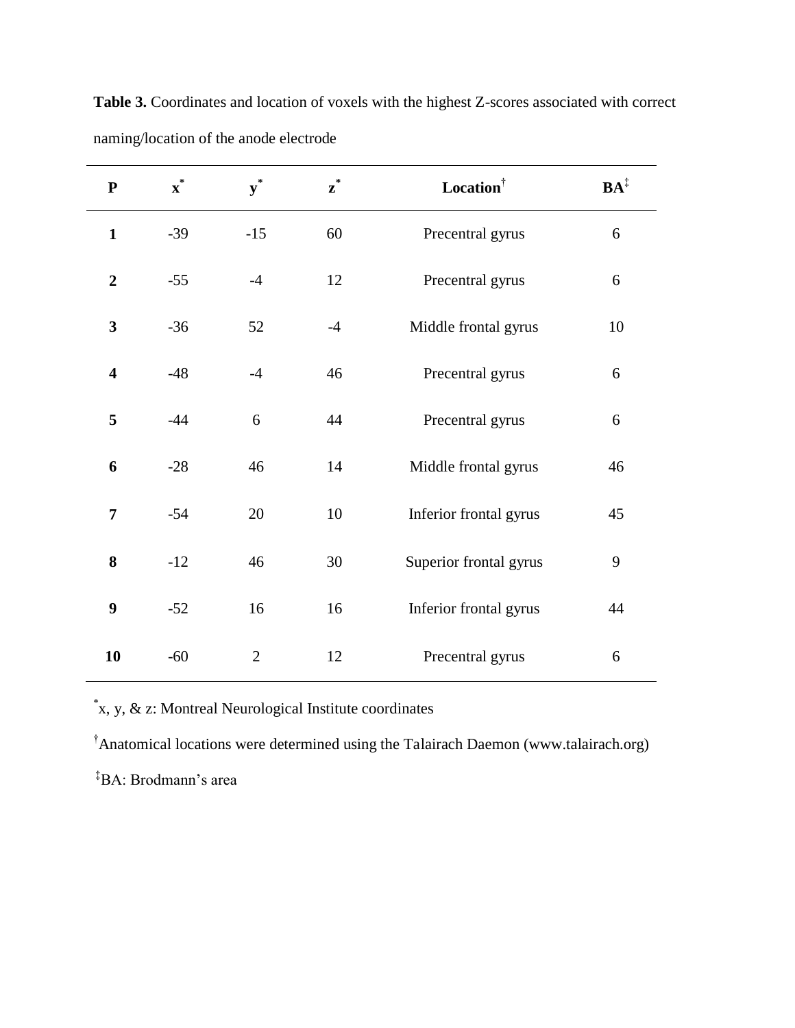**Table 3.** Coordinates and location of voxels with the highest Z-scores associated with correct naming/location of the anode electrode

| P | x* | y* | z* | Location† | BA‡ |
|---|---|---|---|---|---|
| **1** | -39 | -15 | 60 | Precentral gyrus | 6 |
| **2** | -55 | -4 | 12 | Precentral gyrus | 6 |
| **3** | -36 | 52 | -4 | Middle frontal gyrus | 10 |
| **4** | -48 | -4 | 46 | Precentral gyrus | 6 |
| **5** | -44 | 6 | 44 | Precentral gyrus | 6 |
| **6** | -28 | 46 | 14 | Middle frontal gyrus | 46 |
| **7** | -54 | 20 | 10 | Inferior frontal gyrus | 45 |
| **8** | -12 | 46 | 30 | Superior frontal gyrus | 9 |
| **9** | -52 | 16 | 16 | Inferior frontal gyrus | 44 |
| **10** | -60 | 2 | 12 | Precentral gyrus | 6 |

*x, y, & z: Montreal Neurological Institute coordinates

†Anatomical locations were determined using the Talairach Daemon (www.talairach.org)

‡BA: Brodmann's area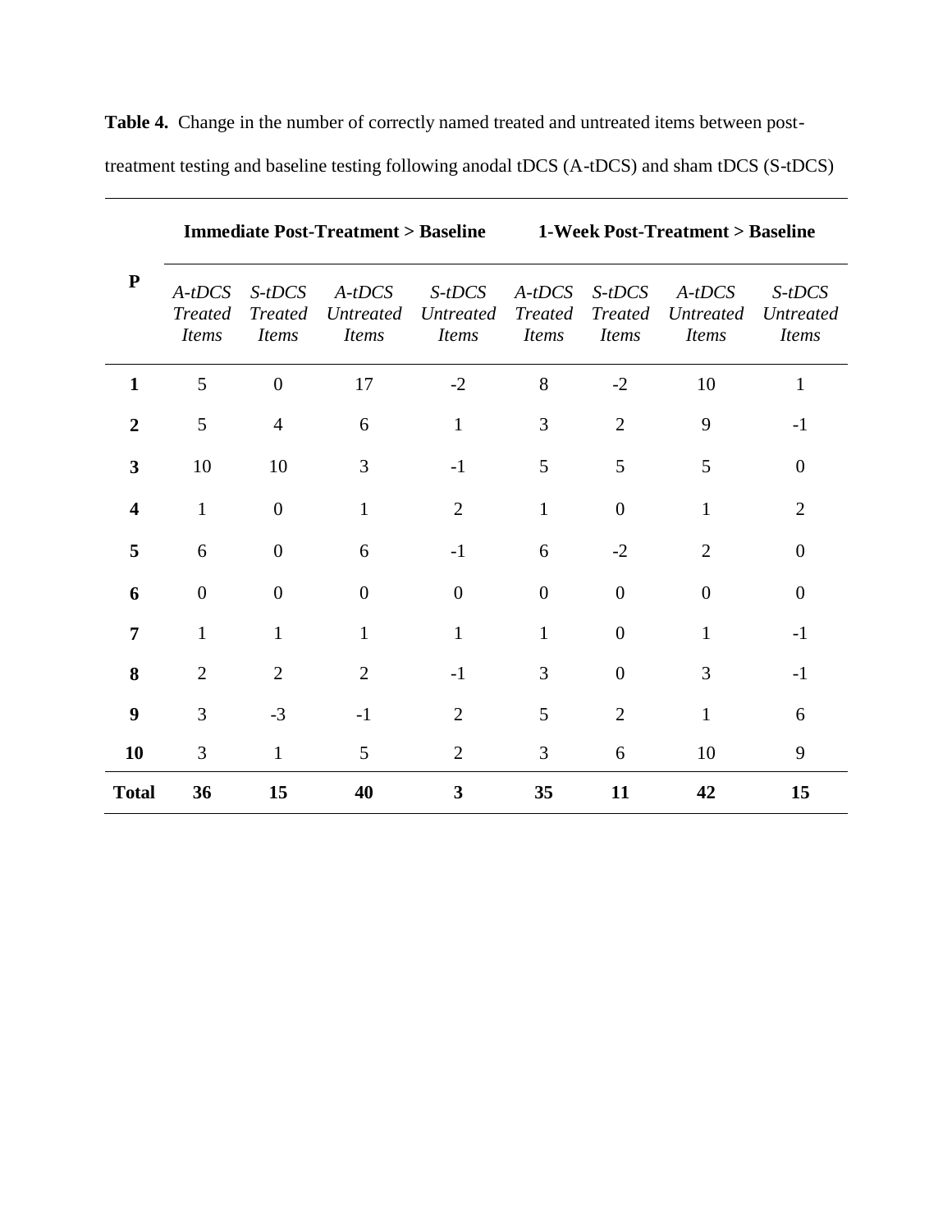**Table 4.** Change in the number of correctly named treated and untreated items between post-treatment testing and baseline testing following anodal tDCS (A-tDCS) and sham tDCS (S-tDCS)

| P | Immediate Post-Treatment > Baseline | | | | 1-Week Post-Treatment > Baseline | | | |
|---|---|---|---|---|---|---|---|---|
| | *A-tDCS Treated Items* | *S-tDCS Treated Items* | *A-tDCS Untreated Items* | *S-tDCS Untreated Items* | *A-tDCS Treated Items* | *S-tDCS Treated Items* | *A-tDCS Untreated Items* | *S-tDCS Untreated Items* |
| **1** | 5 | 0 | 17 | -2 | 8 | -2 | 10 | 1 |
| **2** | 5 | 4 | 6 | 1 | 3 | 2 | 9 | -1 |
| **3** | 10 | 10 | 3 | -1 | 5 | 5 | 5 | 0 |
| **4** | 1 | 0 | 1 | 2 | 1 | 0 | 1 | 2 |
| **5** | 6 | 0 | 6 | -1 | 6 | -2 | 2 | 0 |
| **6** | 0 | 0 | 0 | 0 | 0 | 0 | 0 | 0 |
| **7** | 1 | 1 | 1 | 1 | 1 | 0 | 1 | -1 |
| **8** | 2 | 2 | 2 | -1 | 3 | 0 | 3 | -1 |
| **9** | 3 | -3 | -1 | 2 | 5 | 2 | 1 | 6 |
| **10** | 3 | 1 | 5 | 2 | 3 | 6 | 10 | 9 |
| **Total** | **36** | **15** | **40** | **3** | **35** | **11** | **42** | **15** |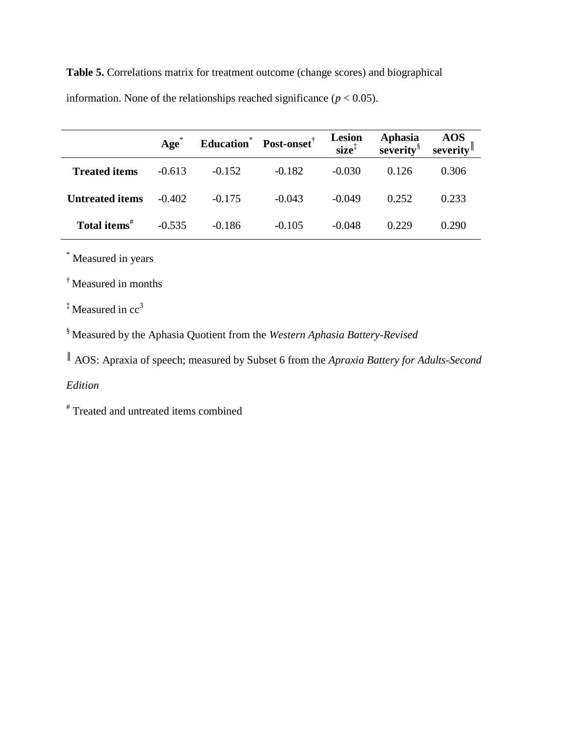**Table 5.** Correlations matrix for treatment outcome (change scores) and biographical information. None of the relationships reached significance ($p < 0.05$).

| | Age[*] | Education[*] | Post-onset[†] | Lesion size[‡] | Aphasia severity[§] | AOS severity[‖] |
|---|---|---|---|---|---|---|
| **Treated items** | -0.613 | -0.152 | -0.182 | -0.030 | 0.126 | 0.306 |
| **Untreated items** | -0.402 | -0.175 | -0.043 | -0.049 | 0.252 | 0.233 |
| **Total items**[#] | -0.535 | -0.186 | -0.105 | -0.048 | 0.229 | 0.290 |

[*] Measured in years

[†] Measured in months

[‡] Measured in $cc^3$

[§] Measured by the Aphasia Quotient from the *Western Aphasia Battery-Revised*

[‖] AOS: Apraxia of speech; measured by Subset 6 from the *Apraxia Battery for Adults-Second Edition*

[#] Treated and untreated items combined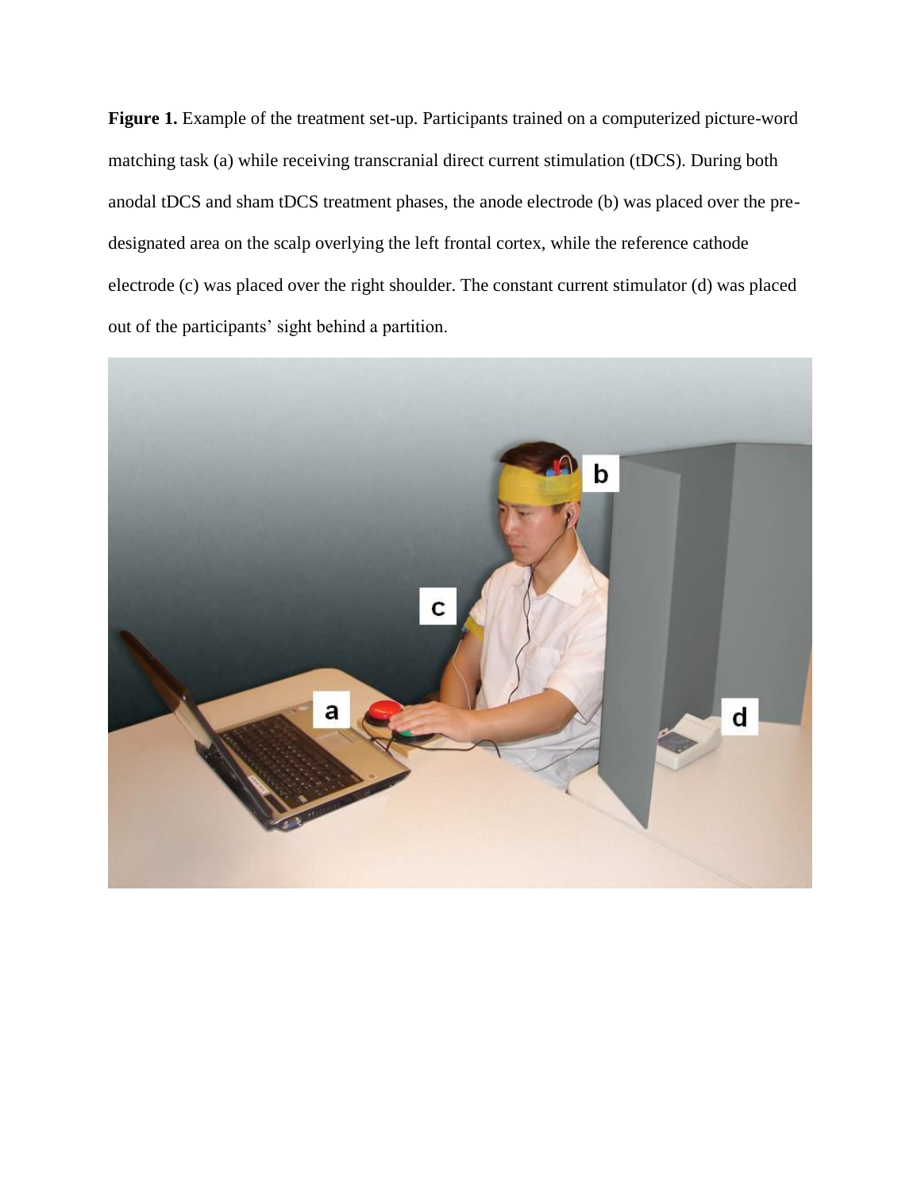**Figure 1.** Example of the treatment set-up. Participants trained on a computerized picture-word matching task (a) while receiving transcranial direct current stimulation (tDCS). During both anodal tDCS and sham tDCS treatment phases, the anode electrode (b) was placed over the pre-designated area on the scalp overlying the left frontal cortex, while the reference cathode electrode (c) was placed over the right shoulder. The constant current stimulator (d) was placed out of the participants' sight behind a partition.